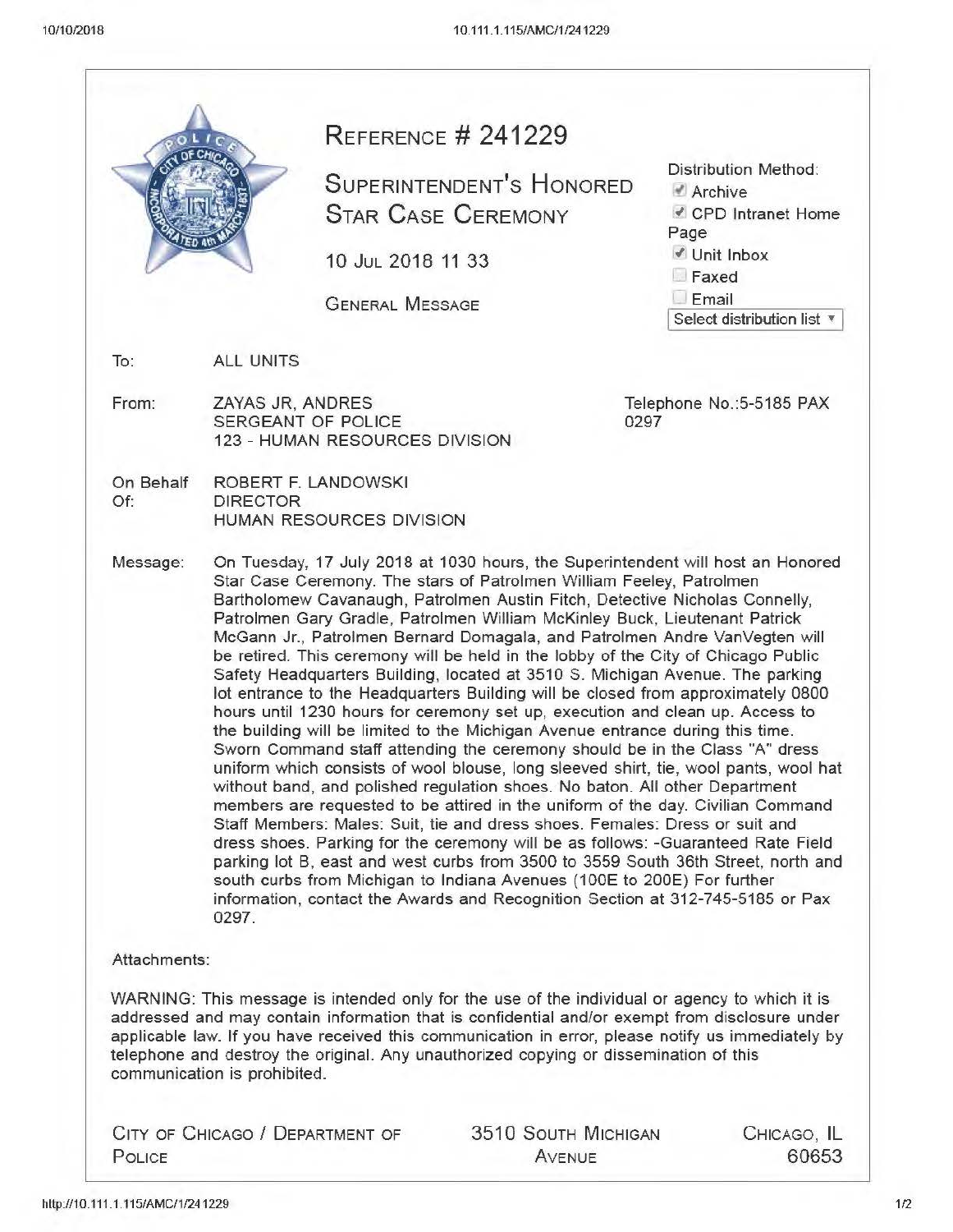# REFERENCE # 241229

## SUPERINTENDENT'S HONORED STAR CASE CEREMONY

10 JUL 2018 11 33

GENERAL MESSAGE

Distribution Method:
- [x] Archive
- [x] CPD Intranet Home Page
- [x] Unit Inbox
- [ ] Faxed
- [ ] Email

Select distribution list

**To:** ALL UNITS

**From:** ZAYAS JR, ANDRES
SERGEANT OF POLICE
123 - HUMAN RESOURCES DIVISION

Telephone No.:5-5185 PAX 0297

**On Behalf Of:** ROBERT F. LANDOWSKI
DIRECTOR
HUMAN RESOURCES DIVISION

**Message:** On Tuesday, 17 July 2018 at 1030 hours, the Superintendent will host an Honored Star Case Ceremony. The stars of Patrolmen William Feeley, Patrolmen Bartholomew Cavanaugh, Patrolmen Austin Fitch, Detective Nicholas Connelly, Patrolmen Gary Gradle, Patrolmen William McKinley Buck, Lieutenant Patrick McGann Jr., Patrolmen Bernard Domagala, and Patrolmen Andre VanVegten will be retired. This ceremony will be held in the lobby of the City of Chicago Public Safety Headquarters Building, located at 3510 S. Michigan Avenue. The parking lot entrance to the Headquarters Building will be closed from approximately 0800 hours until 1230 hours for ceremony set up, execution and clean up. Access to the building will be limited to the Michigan Avenue entrance during this time. Sworn Command staff attending the ceremony should be in the Class "A" dress uniform which consists of wool blouse, long sleeved shirt, tie, wool pants, wool hat without band, and polished regulation shoes. No baton. All other Department members are requested to be attired in the uniform of the day. Civilian Command Staff Members: Males: Suit, tie and dress shoes. Females: Dress or suit and dress shoes. Parking for the ceremony will be as follows: -Guaranteed Rate Field parking lot B, east and west curbs from 3500 to 3559 South 36th Street, north and south curbs from Michigan to Indiana Avenues (100E to 200E) For further information, contact the Awards and Recognition Section at 312-745-5185 or Pax 0297.

**Attachments:**

WARNING: This message is intended only for the use of the individual or agency to which it is addressed and may contain information that is confidential and/or exempt from disclosure under applicable law. If you have received this communication in error, please notify us immediately by telephone and destroy the original. Any unauthorized copying or dissemination of this communication is prohibited.

CITY OF CHICAGO / DEPARTMENT OF POLICE | 3510 SOUTH MICHIGAN AVENUE | CHICAGO, IL 60653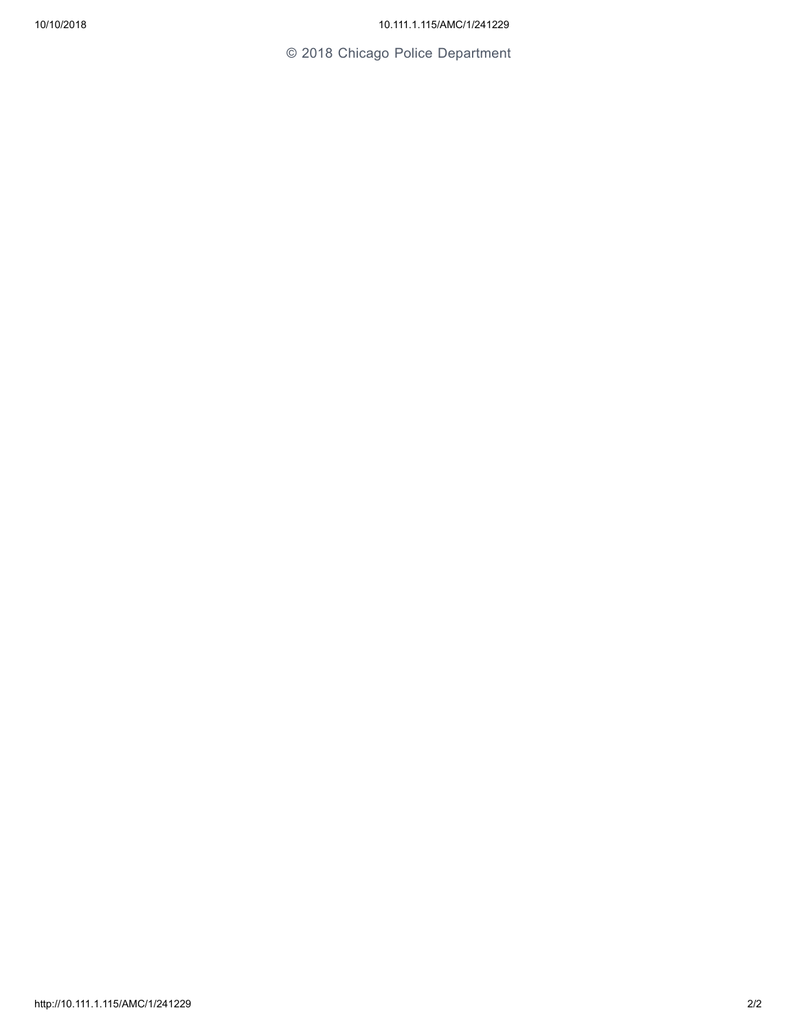© 2018 Chicago Police Department